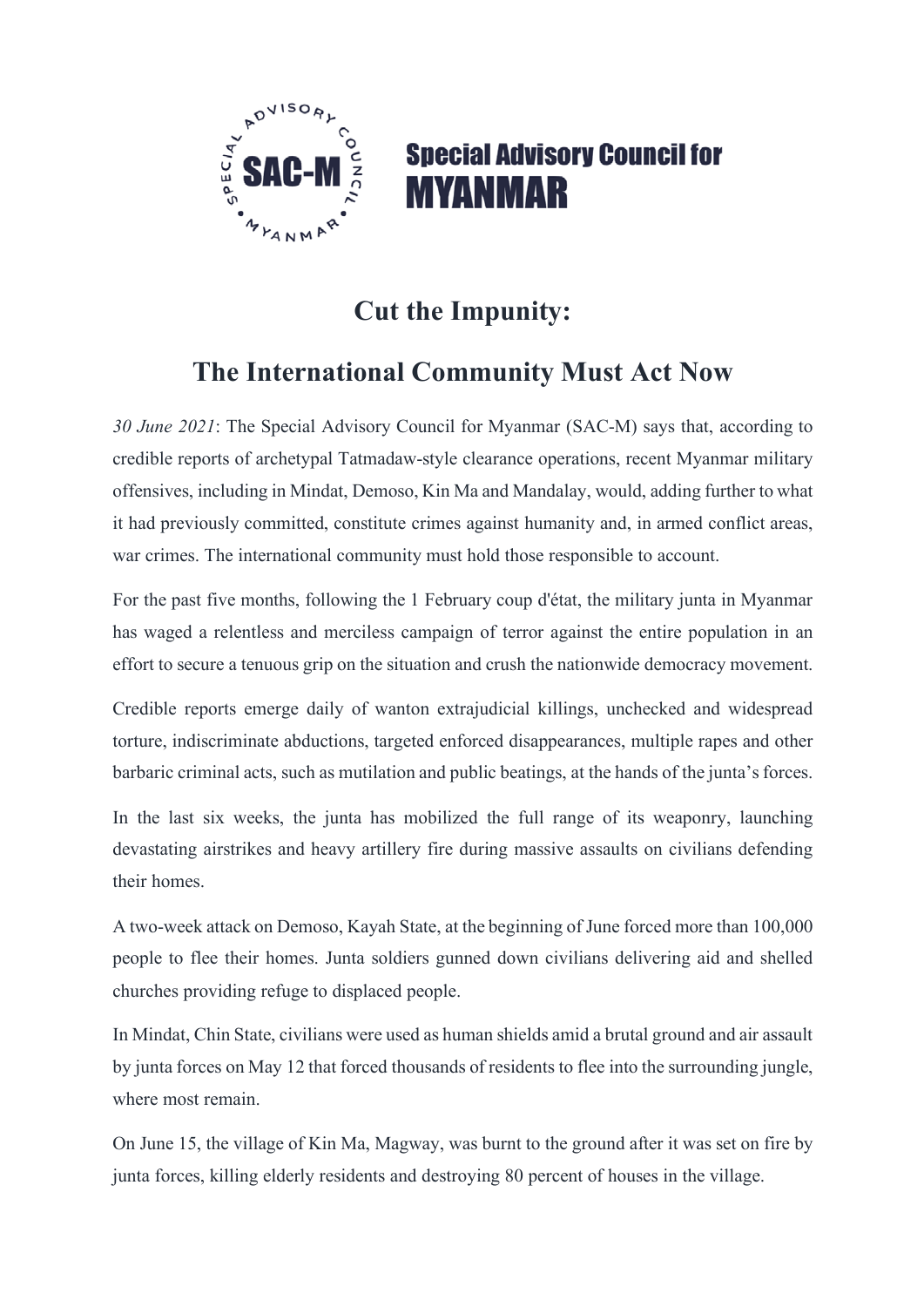**Special Advisory Council for MYANMAR**

# Cut the Impunity:

# The International Community Must Act Now

*30 June 2021*: The Special Advisory Council for Myanmar (SAC-M) says that, according to credible reports of archetypal Tatmadaw-style clearance operations, recent Myanmar military offensives, including in Mindat, Demoso, Kin Ma and Mandalay, would, adding further to what it had previously committed, constitute crimes against humanity and, in armed conflict areas, war crimes. The international community must hold those responsible to account.

For the past five months, following the 1 February coup d'état, the military junta in Myanmar has waged a relentless and merciless campaign of terror against the entire population in an effort to secure a tenuous grip on the situation and crush the nationwide democracy movement.

Credible reports emerge daily of wanton extrajudicial killings, unchecked and widespread torture, indiscriminate abductions, targeted enforced disappearances, multiple rapes and other barbaric criminal acts, such as mutilation and public beatings, at the hands of the junta's forces.

In the last six weeks, the junta has mobilized the full range of its weaponry, launching devastating airstrikes and heavy artillery fire during massive assaults on civilians defending their homes.

A two-week attack on Demoso, Kayah State, at the beginning of June forced more than 100,000 people to flee their homes. Junta soldiers gunned down civilians delivering aid and shelled churches providing refuge to displaced people.

In Mindat, Chin State, civilians were used as human shields amid a brutal ground and air assault by junta forces on May 12 that forced thousands of residents to flee into the surrounding jungle, where most remain.

On June 15, the village of Kin Ma, Magway, was burnt to the ground after it was set on fire by junta forces, killing elderly residents and destroying 80 percent of houses in the village.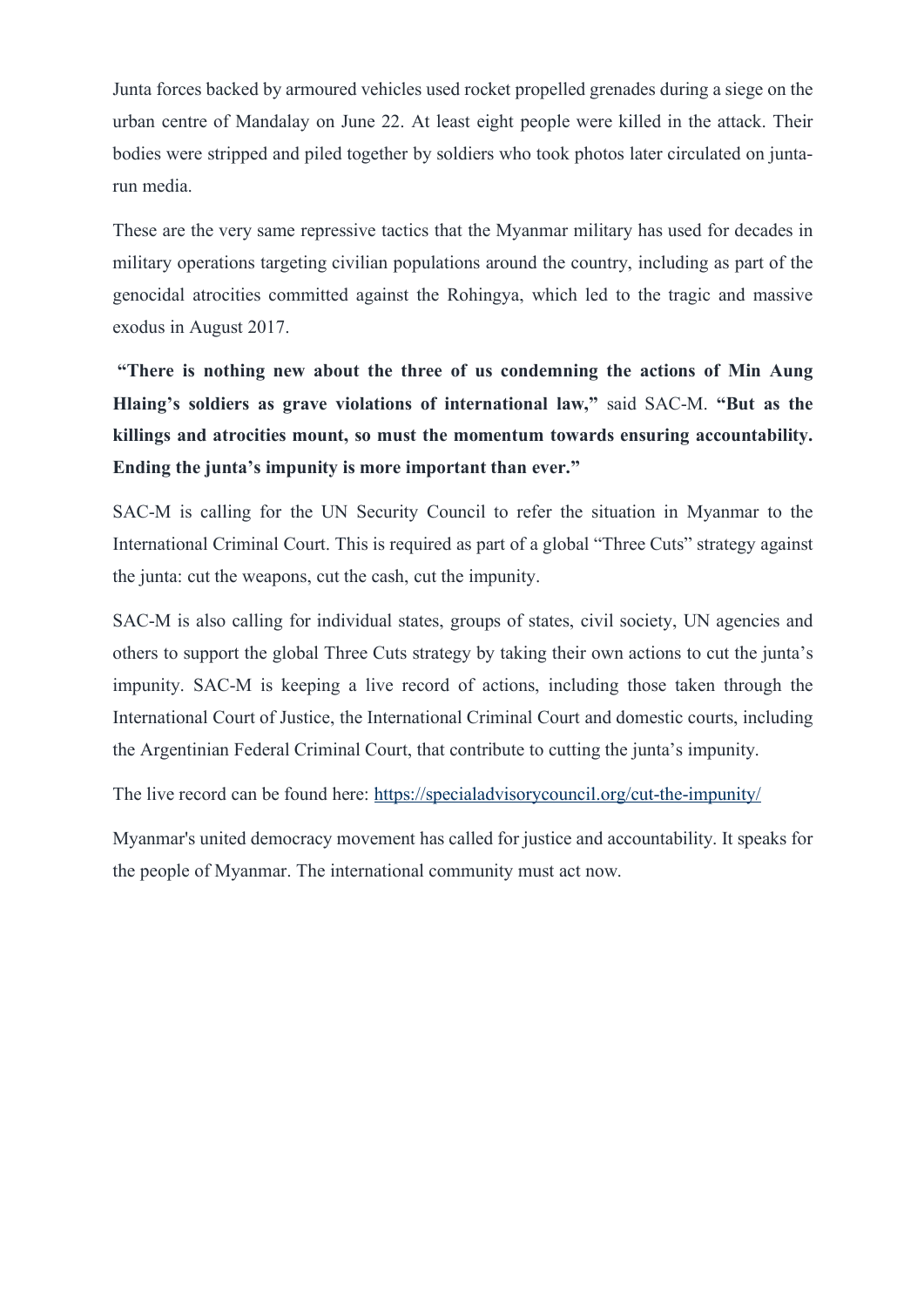Junta forces backed by armoured vehicles used rocket propelled grenades during a siege on the urban centre of Mandalay on June 22. At least eight people were killed in the attack. Their bodies were stripped and piled together by soldiers who took photos later circulated on junta-run media.

These are the very same repressive tactics that the Myanmar military has used for decades in military operations targeting civilian populations around the country, including as part of the genocidal atrocities committed against the Rohingya, which led to the tragic and massive exodus in August 2017.

**"There is nothing new about the three of us condemning the actions of Min Aung Hlaing's soldiers as grave violations of international law,"** said SAC-M. **"But as the killings and atrocities mount, so must the momentum towards ensuring accountability. Ending the junta's impunity is more important than ever."**

SAC-M is calling for the UN Security Council to refer the situation in Myanmar to the International Criminal Court. This is required as part of a global "Three Cuts" strategy against the junta: cut the weapons, cut the cash, cut the impunity.

SAC-M is also calling for individual states, groups of states, civil society, UN agencies and others to support the global Three Cuts strategy by taking their own actions to cut the junta's impunity. SAC-M is keeping a live record of actions, including those taken through the International Court of Justice, the International Criminal Court and domestic courts, including the Argentinian Federal Criminal Court, that contribute to cutting the junta's impunity.

The live record can be found here: https://specialadvisorycouncil.org/cut-the-impunity/

Myanmar's united democracy movement has called for justice and accountability. It speaks for the people of Myanmar. The international community must act now.